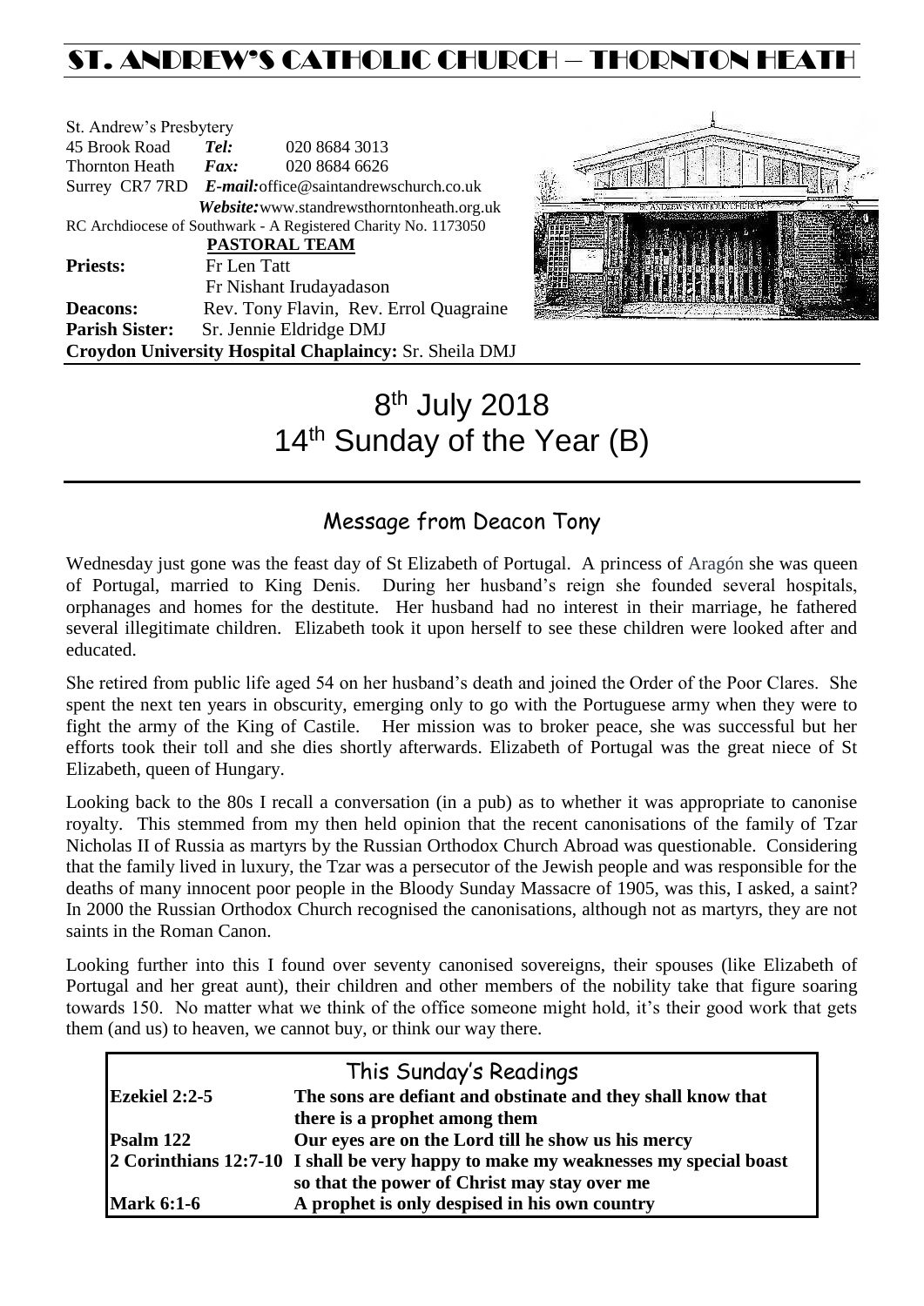# ST. ANDREW'S CATHOLIC CHURCH – THORNTON HEATH

St. Andrew's Presbytery
45 Brook Road *Tel:* 020 8684 3013
Thornton Heath *Fax:* 020 8684 6626
Surrey CR7 7RD *E-mail:*office@saintandrewschurch.co.uk
*Website:*www.standrewsthorntonheath.org.uk
RC Archdiocese of Southwark - A Registered Charity No. 1173050

**PASTORAL TEAM**

**Priests:** Fr Len Tatt
Fr Nishant Irudayadason
**Deacons:** Rev. Tony Flavin, Rev. Errol Quagraine
**Parish Sister:** Sr. Jennie Eldridge DMJ
**Croydon University Hospital Chaplaincy:** Sr. Sheila DMJ

# 8th July 2018
# 14th Sunday of the Year (B)

## Message from Deacon Tony

Wednesday just gone was the feast day of St Elizabeth of Portugal. A princess of Aragón she was queen of Portugal, married to King Denis. During her husband's reign she founded several hospitals, orphanages and homes for the destitute. Her husband had no interest in their marriage, he fathered several illegitimate children. Elizabeth took it upon herself to see these children were looked after and educated.

She retired from public life aged 54 on her husband's death and joined the Order of the Poor Clares. She spent the next ten years in obscurity, emerging only to go with the Portuguese army when they were to fight the army of the King of Castile. Her mission was to broker peace, she was successful but her efforts took their toll and she dies shortly afterwards. Elizabeth of Portugal was the great niece of St Elizabeth, queen of Hungary.

Looking back to the 80s I recall a conversation (in a pub) as to whether it was appropriate to canonise royalty. This stemmed from my then held opinion that the recent canonisations of the family of Tzar Nicholas II of Russia as martyrs by the Russian Orthodox Church Abroad was questionable. Considering that the family lived in luxury, the Tzar was a persecutor of the Jewish people and was responsible for the deaths of many innocent poor people in the Bloody Sunday Massacre of 1905, was this, I asked, a saint? In 2000 the Russian Orthodox Church recognised the canonisations, although not as martyrs, they are not saints in the Roman Canon.

Looking further into this I found over seventy canonised sovereigns, their spouses (like Elizabeth of Portugal and her great aunt), their children and other members of the nobility take that figure soaring towards 150. No matter what we think of the office someone might hold, it's their good work that gets them (and us) to heaven, we cannot buy, or think our way there.

## This Sunday's Readings

| | |
|---|---|
| **Ezekiel 2:2-5** | **The sons are defiant and obstinate and they shall know that there is a prophet among them** |
| **Psalm 122** | **Our eyes are on the Lord till he show us his mercy** |
| **2 Corinthians 12:7-10** | **I shall be very happy to make my weaknesses my special boast so that the power of Christ may stay over me** |
| **Mark 6:1-6** | **A prophet is only despised in his own country** |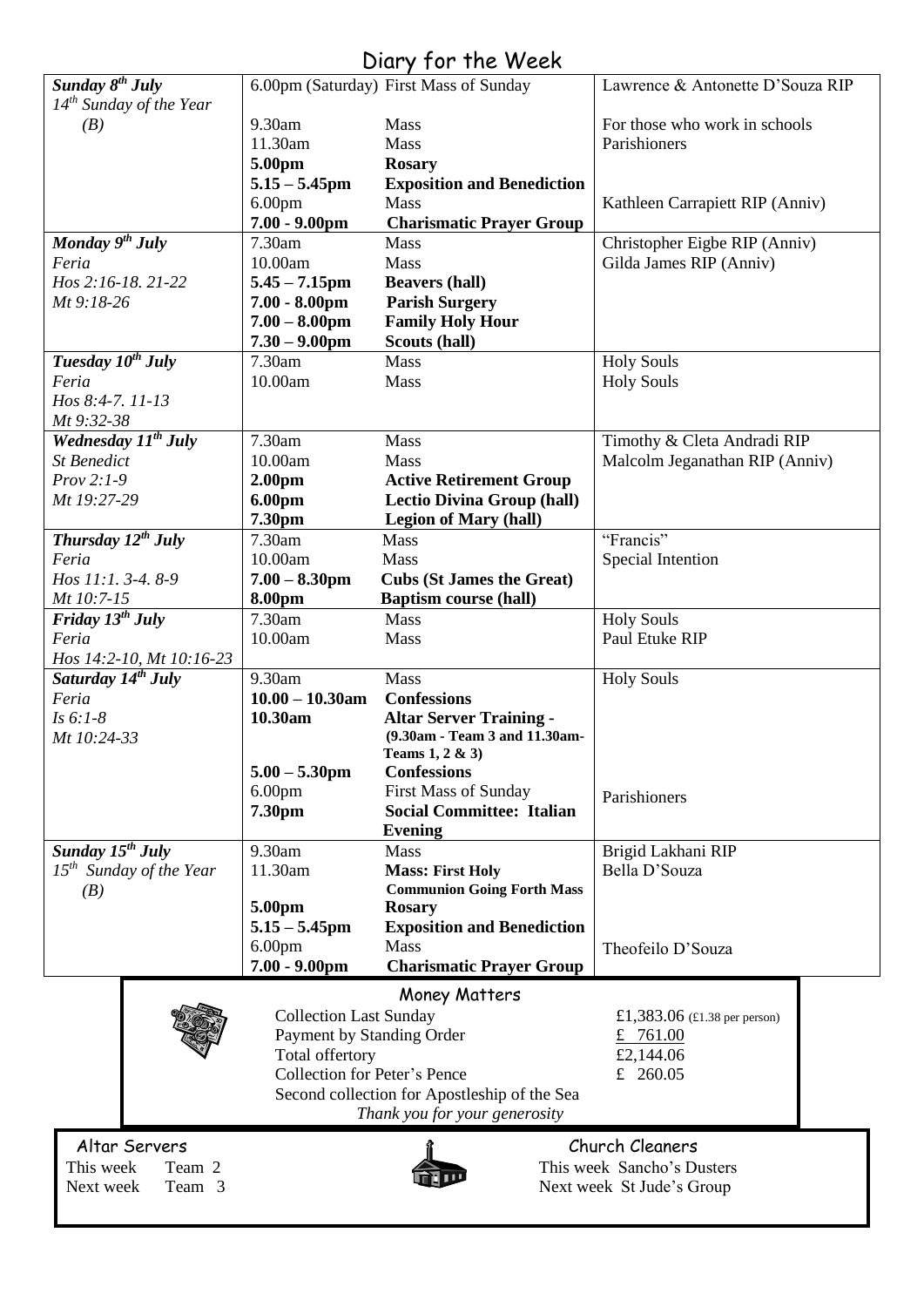# Diary for the Week

| Day | Time | Event | Intention |
|---|---|---|---|
| ***Sunday 8th July*** *14th Sunday of the Year (B)* | 6.00pm (Saturday) | First Mass of Sunday | Lawrence & Antonette D'Souza RIP |
| | 9.30am | Mass | For those who work in schools |
| | 11.30am | Mass | Parishioners |
| | **5.00pm** | **Rosary** | |
| | **5.15 – 5.45pm** | **Exposition and Benediction** | |
| | 6.00pm | Mass | Kathleen Carrapiett RIP (Anniv) |
| | **7.00 - 9.00pm** | **Charismatic Prayer Group** | |
| ***Monday 9th July*** *Feria* *Hos 2:16-18. 21-22* *Mt 9:18-26* | 7.30am | Mass | Christopher Eigbe RIP (Anniv) |
| | 10.00am | Mass | Gilda James RIP (Anniv) |
| | **5.45 – 7.15pm** | **Beavers (hall)** | |
| | **7.00 - 8.00pm** | **Parish Surgery** | |
| | **7.00 – 8.00pm** | **Family Holy Hour** | |
| | **7.30 – 9.00pm** | **Scouts (hall)** | |
| ***Tuesday 10th July*** *Feria* *Hos 8:4-7. 11-13* *Mt 9:32-38* | 7.30am | Mass | Holy Souls |
| | 10.00am | Mass | Holy Souls |
| ***Wednesday 11th July*** *St Benedict* *Prov 2:1-9* *Mt 19:27-29* | 7.30am | Mass | Timothy & Cleta Andradi RIP |
| | 10.00am | Mass | Malcolm Jeganathan RIP (Anniv) |
| | **2.00pm** | **Active Retirement Group** | |
| | **6.00pm** | **Lectio Divina Group (hall)** | |
| | **7.30pm** | **Legion of Mary (hall)** | |
| ***Thursday 12th July*** *Feria* *Hos 11:1. 3-4. 8-9* *Mt 10:7-15* | 7.30am | Mass | "Francis" |
| | 10.00am | Mass | Special Intention |
| | **7.00 – 8.30pm** | **Cubs (St James the Great)** | |
| | **8.00pm** | **Baptism course (hall)** | |
| ***Friday 13th July*** *Feria* *Hos 14:2-10, Mt 10:16-23* | 7.30am | Mass | Holy Souls |
| | 10.00am | Mass | Paul Etuke RIP |
| ***Saturday 14th July*** *Feria* *Is 6:1-8* *Mt 10:24-33* | 9.30am | Mass | Holy Souls |
| | **10.00 – 10.30am** | **Confessions** | |
| | **10.30am** | **Altar Server Training - (9.30am - Team 3 and 11.30am- Teams 1, 2 & 3)** | |
| | **5.00 – 5.30pm** | **Confessions** | |
| | 6.00pm | First Mass of Sunday | Parishioners |
| | **7.30pm** | **Social Committee: Italian Evening** | |
| ***Sunday 15th July*** *15th Sunday of the Year (B)* | 9.30am | Mass | Brigid Lakhani RIP |
| | 11.30am | **Mass: First Holy Communion Going Forth Mass** | Bella D'Souza |
| | **5.00pm** | **Rosary** | |
| | **5.15 – 5.45pm** | **Exposition and Benediction** | |
| | 6.00pm | Mass | Theofeilo D'Souza |
| | **7.00 - 9.00pm** | **Charismatic Prayer Group** | |

## Money Matters

| | |
|---|---|
| Collection Last Sunday | £1,383.06 (£1.38 per person) |
| Payment by Standing Order | £ 761.00 |
| Total offertory | £2,144.06 |
| Collection for Peter's Pence | £ 260.05 |
| Second collection for Apostleship of the Sea | |

*Thank you for your generosity*

## Altar Servers

This week Team 2
Next week Team 3

## Church Cleaners

This week Sancho's Dusters
Next week St Jude's Group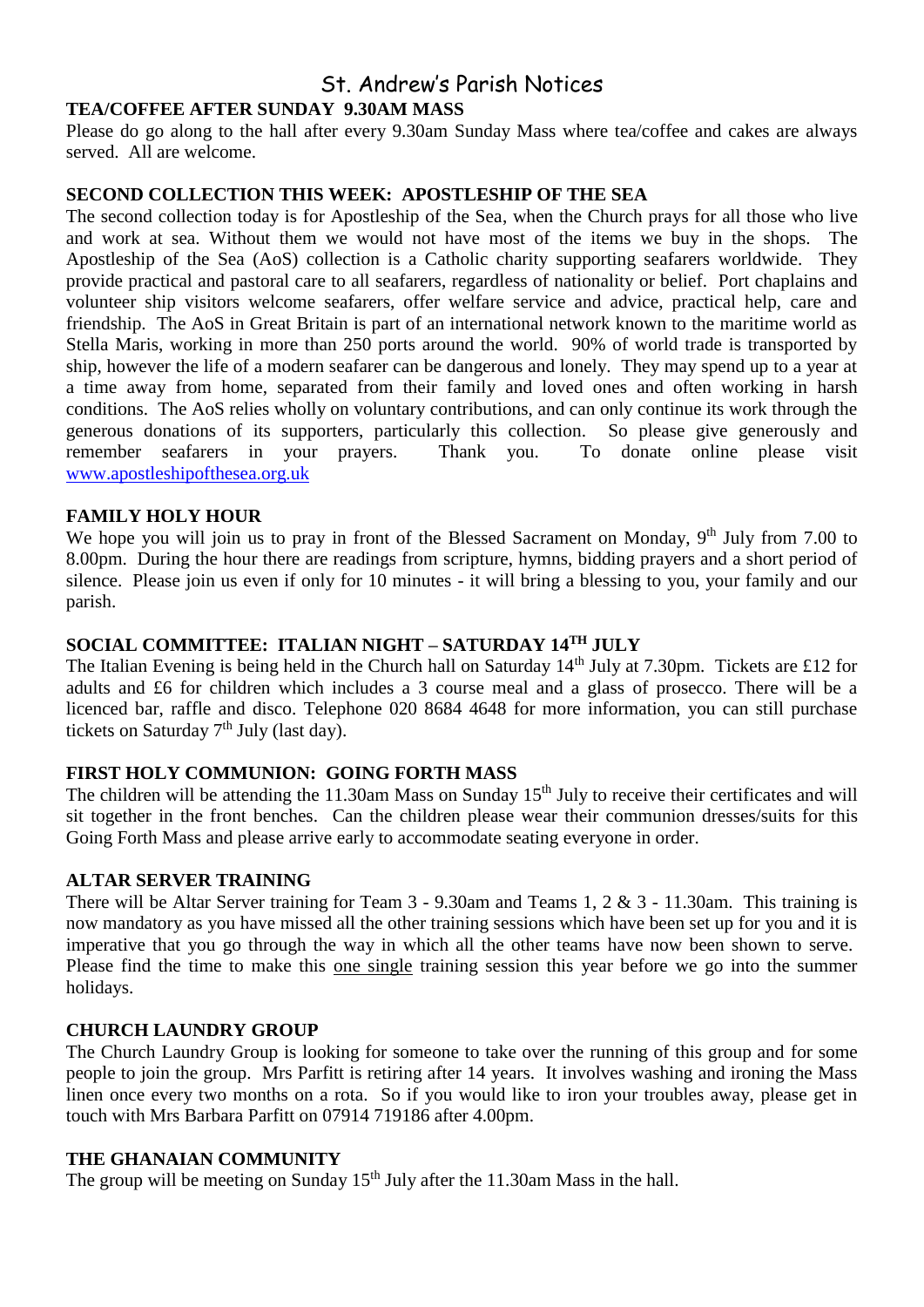# St. Andrew's Parish Notices

### TEA/COFFEE AFTER SUNDAY 9.30AM MASS

Please do go along to the hall after every 9.30am Sunday Mass where tea/coffee and cakes are always served. All are welcome.

### SECOND COLLECTION THIS WEEK: APOSTLESHIP OF THE SEA

The second collection today is for Apostleship of the Sea, when the Church prays for all those who live and work at sea. Without them we would not have most of the items we buy in the shops. The Apostleship of the Sea (AoS) collection is a Catholic charity supporting seafarers worldwide. They provide practical and pastoral care to all seafarers, regardless of nationality or belief. Port chaplains and volunteer ship visitors welcome seafarers, offer welfare service and advice, practical help, care and friendship. The AoS in Great Britain is part of an international network known to the maritime world as Stella Maris, working in more than 250 ports around the world. 90% of world trade is transported by ship, however the life of a modern seafarer can be dangerous and lonely. They may spend up to a year at a time away from home, separated from their family and loved ones and often working in harsh conditions. The AoS relies wholly on voluntary contributions, and can only continue its work through the generous donations of its supporters, particularly this collection. So please give generously and remember seafarers in your prayers. Thank you. To donate online please visit www.apostleshipofthesea.org.uk

### FAMILY HOLY HOUR

We hope you will join us to pray in front of the Blessed Sacrament on Monday, 9th July from 7.00 to 8.00pm. During the hour there are readings from scripture, hymns, bidding prayers and a short period of silence. Please join us even if only for 10 minutes - it will bring a blessing to you, your family and our parish.

### SOCIAL COMMITTEE: ITALIAN NIGHT – SATURDAY 14TH JULY

The Italian Evening is being held in the Church hall on Saturday 14th July at 7.30pm. Tickets are £12 for adults and £6 for children which includes a 3 course meal and a glass of prosecco. There will be a licenced bar, raffle and disco. Telephone 020 8684 4648 for more information, you can still purchase tickets on Saturday 7th July (last day).

### FIRST HOLY COMMUNION: GOING FORTH MASS

The children will be attending the 11.30am Mass on Sunday 15th July to receive their certificates and will sit together in the front benches. Can the children please wear their communion dresses/suits for this Going Forth Mass and please arrive early to accommodate seating everyone in order.

### ALTAR SERVER TRAINING

There will be Altar Server training for Team 3 - 9.30am and Teams 1, 2 & 3 - 11.30am. This training is now mandatory as you have missed all the other training sessions which have been set up for you and it is imperative that you go through the way in which all the other teams have now been shown to serve. Please find the time to make this one single training session this year before we go into the summer holidays.

### CHURCH LAUNDRY GROUP

The Church Laundry Group is looking for someone to take over the running of this group and for some people to join the group. Mrs Parfitt is retiring after 14 years. It involves washing and ironing the Mass linen once every two months on a rota. So if you would like to iron your troubles away, please get in touch with Mrs Barbara Parfitt on 07914 719186 after 4.00pm.

### THE GHANAIAN COMMUNITY

The group will be meeting on Sunday 15th July after the 11.30am Mass in the hall.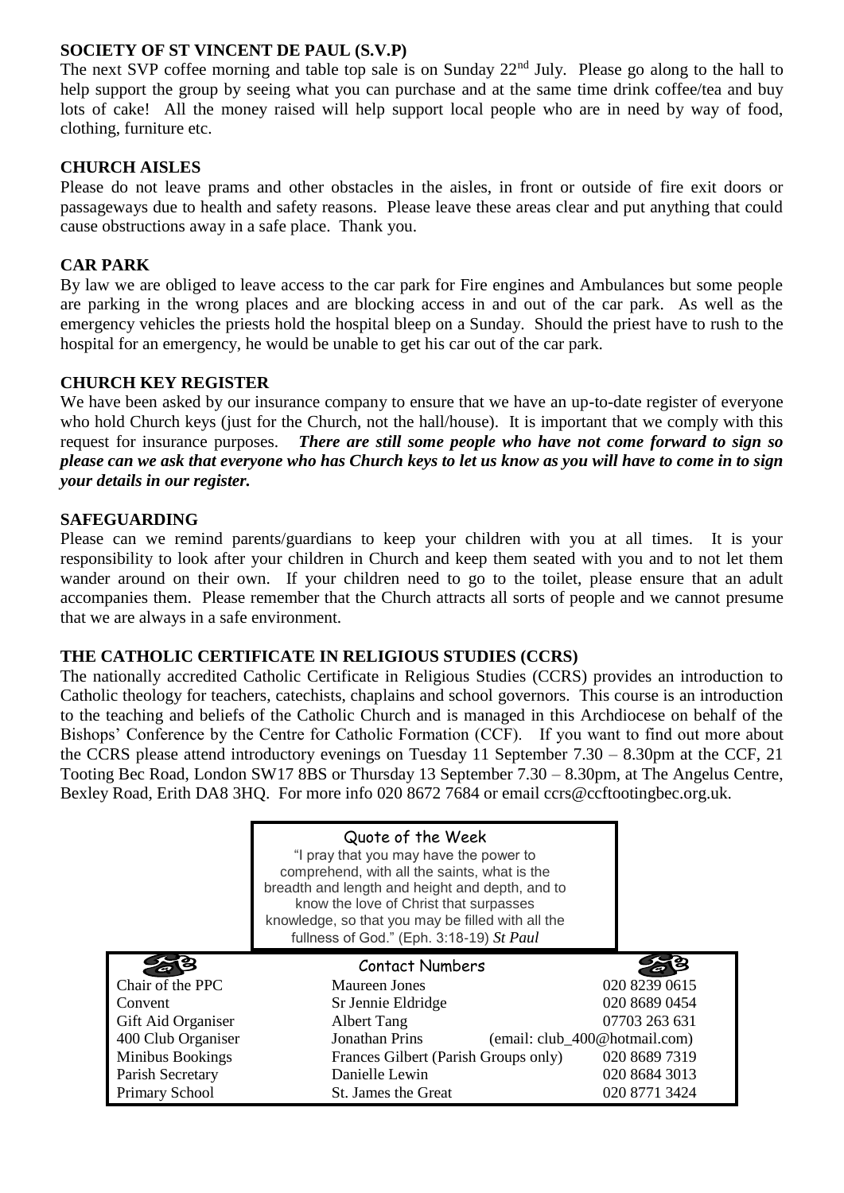## SOCIETY OF ST VINCENT DE PAUL (S.V.P)

The next SVP coffee morning and table top sale is on Sunday 22nd July. Please go along to the hall to help support the group by seeing what you can purchase and at the same time drink coffee/tea and buy lots of cake! All the money raised will help support local people who are in need by way of food, clothing, furniture etc.

## CHURCH AISLES

Please do not leave prams and other obstacles in the aisles, in front or outside of fire exit doors or passageways due to health and safety reasons. Please leave these areas clear and put anything that could cause obstructions away in a safe place. Thank you.

## CAR PARK

By law we are obliged to leave access to the car park for Fire engines and Ambulances but some people are parking in the wrong places and are blocking access in and out of the car park. As well as the emergency vehicles the priests hold the hospital bleep on a Sunday. Should the priest have to rush to the hospital for an emergency, he would be unable to get his car out of the car park.

## CHURCH KEY REGISTER

We have been asked by our insurance company to ensure that we have an up-to-date register of everyone who hold Church keys (just for the Church, not the hall/house). It is important that we comply with this request for insurance purposes. ***There are still some people who have not come forward to sign so please can we ask that everyone who has Church keys to let us know as you will have to come in to sign your details in our register.***

## SAFEGUARDING

Please can we remind parents/guardians to keep your children with you at all times. It is your responsibility to look after your children in Church and keep them seated with you and to not let them wander around on their own. If your children need to go to the toilet, please ensure that an adult accompanies them. Please remember that the Church attracts all sorts of people and we cannot presume that we are always in a safe environment.

## THE CATHOLIC CERTIFICATE IN RELIGIOUS STUDIES (CCRS)

The nationally accredited Catholic Certificate in Religious Studies (CCRS) provides an introduction to Catholic theology for teachers, catechists, chaplains and school governors. This course is an introduction to the teaching and beliefs of the Catholic Church and is managed in this Archdiocese on behalf of the Bishops' Conference by the Centre for Catholic Formation (CCF). If you want to find out more about the CCRS please attend introductory evenings on Tuesday 11 September 7.30 – 8.30pm at the CCF, 21 Tooting Bec Road, London SW17 8BS or Thursday 13 September 7.30 – 8.30pm, at The Angelus Centre, Bexley Road, Erith DA8 3HQ. For more info 020 8672 7684 or email ccrs@ccftootingbec.org.uk.

### Quote of the Week

"I pray that you may have the power to comprehend, with all the saints, what is the breadth and length and height and depth, and to know the love of Christ that surpasses knowledge, so that you may be filled with all the fullness of God." (Eph. 3:18-19) *St Paul*

### Contact Numbers

| | | |
|---|---|---|
| Chair of the PPC | Maureen Jones | 020 8239 0615 |
| Convent | Sr Jennie Eldridge | 020 8689 0454 |
| Gift Aid Organiser | Albert Tang | 07703 263 631 |
| 400 Club Organiser | Jonathan Prins | (email: club_400@hotmail.com) |
| Minibus Bookings | Frances Gilbert (Parish Groups only) | 020 8689 7319 |
| Parish Secretary | Danielle Lewin | 020 8684 3013 |
| Primary School | St. James the Great | 020 8771 3424 |